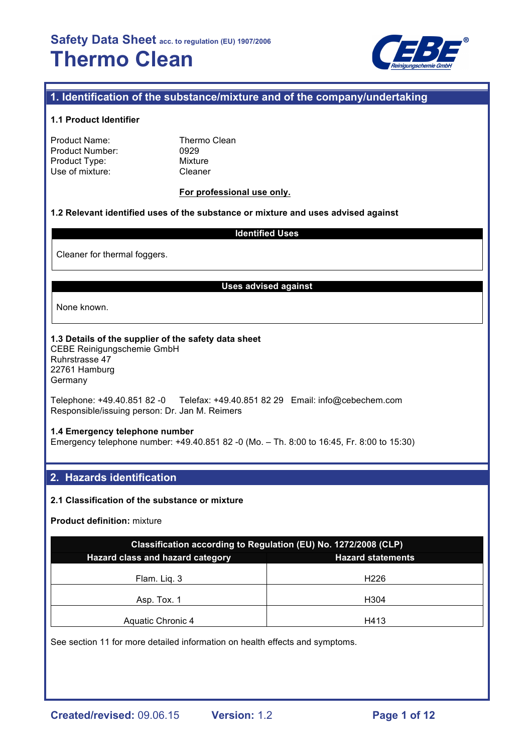# Safety Data Sheet acc. to regulation (EU) 1907/2006
# Thermo Clean

## 1. Identification of the substance/mixture and of the company/undertaking

### 1.1 Product Identifier

| | |
|---|---|
| Product Name: | Thermo Clean |
| Product Number: | 0929 |
| Product Type: | Mixture |
| Use of mixture: | Cleaner |

**For professional use only.**

### 1.2 Relevant identified uses of the substance or mixture and uses advised against

| Identified Uses |
|---|
| Cleaner for thermal foggers. |

| Uses advised against |
|---|
| None known. |

### 1.3 Details of the supplier of the safety data sheet

CEBE Reinigungschemie GmbH
Ruhrstrasse 47
22761 Hamburg
Germany

Telephone: +49.40.851 82 -0 Telefax: +49.40.851 82 29 Email: info@cebechem.com
Responsible/issuing person: Dr. Jan M. Reimers

### 1.4 Emergency telephone number

Emergency telephone number: +49.40.851 82 -0 (Mo. – Th. 8:00 to 16:45, Fr. 8:00 to 15:30)

## 2. Hazards identification

### 2.1 Classification of the substance or mixture

**Product definition:** mixture

| Classification according to Regulation (EU) No. 1272/2008 (CLP) | |
|---|---|
| **Hazard class and hazard category** | **Hazard statements** |
| Flam. Liq. 3 | H226 |
| Asp. Tox. 1 | H304 |
| Aquatic Chronic 4 | H413 |

See section 11 for more detailed information on health effects and symptoms.

**Created/revised:** 09.06.15 **Version:** 1.2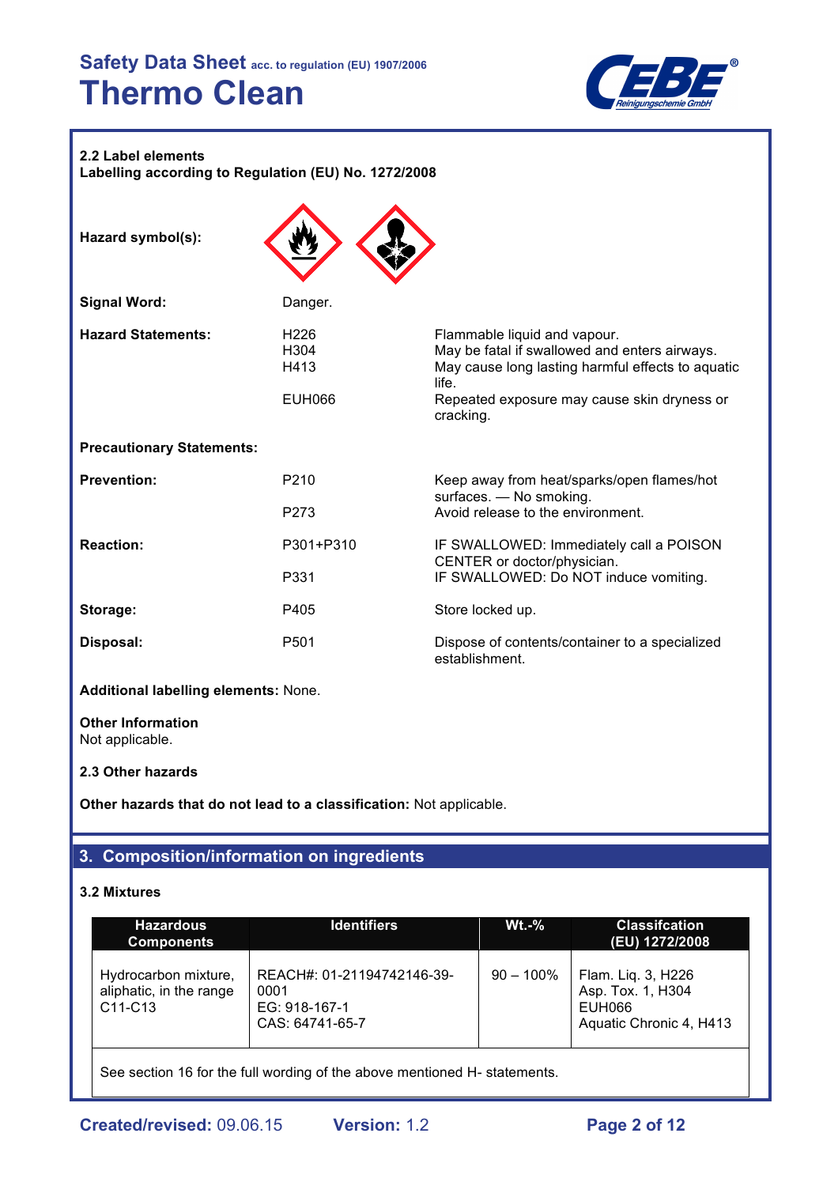### 2.2 Label elements

**Labelling according to Regulation (EU) No. 1272/2008**

| | | |
|---|---|---|
| **Hazard symbol(s):** | | |
| **Signal Word:** | Danger. | |
| **Hazard Statements:** | H226 | Flammable liquid and vapour. |
| | H304 | May be fatal if swallowed and enters airways. |
| | H413 | May cause long lasting harmful effects to aquatic life. |
| | EUH066 | Repeated exposure may cause skin dryness or cracking. |
| **Precautionary Statements:** | | |
| **Prevention:** | P210 | Keep away from heat/sparks/open flames/hot surfaces. — No smoking. |
| | P273 | Avoid release to the environment. |
| **Reaction:** | P301+P310 | IF SWALLOWED: Immediately call a POISON CENTER or doctor/physician. |
| | P331 | IF SWALLOWED: Do NOT induce vomiting. |
| **Storage:** | P405 | Store locked up. |
| **Disposal:** | P501 | Dispose of contents/container to a specialized establishment. |

**Additional labelling elements:** None.

**Other Information**
Not applicable.

### 2.3 Other hazards

**Other hazards that do not lead to a classification:** Not applicable.

## 3. Composition/information on ingredients

### 3.2 Mixtures

| Hazardous Components | Identifiers | Wt.-% | Classifcation (EU) 1272/2008 |
|---|---|---|---|
| Hydrocarbon mixture, aliphatic, in the range C11-C13 | REACH#: 01-21194742146-39-0001<br>EG: 918-167-1<br>CAS: 64741-65-7 | 90 – 100% | Flam. Liq. 3, H226<br>Asp. Tox. 1, H304<br>EUH066<br>Aquatic Chronic 4, H413 |
| See section 16 for the full wording of the above mentioned H- statements. | | | |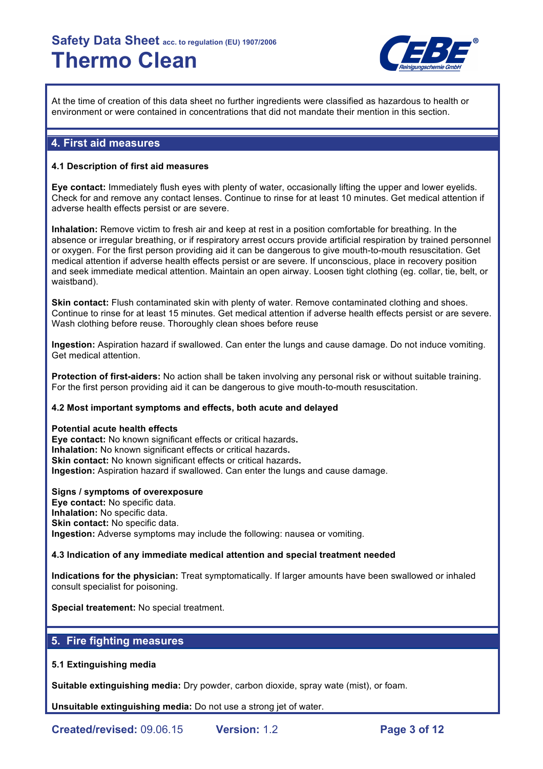At the time of creation of this data sheet no further ingredients were classified as hazardous to health or environment or were contained in concentrations that did not mandate their mention in this section.

## 4. First aid measures

### 4.1 Description of first aid measures

**Eye contact:** Immediately flush eyes with plenty of water, occasionally lifting the upper and lower eyelids. Check for and remove any contact lenses. Continue to rinse for at least 10 minutes. Get medical attention if adverse health effects persist or are severe.

**Inhalation:** Remove victim to fresh air and keep at rest in a position comfortable for breathing. In the absence or irregular breathing, or if respiratory arrest occurs provide artificial respiration by trained personnel or oxygen. For the first person providing aid it can be dangerous to give mouth-to-mouth resuscitation. Get medical attention if adverse health effects persist or are severe. If unconscious, place in recovery position and seek immediate medical attention. Maintain an open airway. Loosen tight clothing (eg. collar, tie, belt, or waistband).

**Skin contact:** Flush contaminated skin with plenty of water. Remove contaminated clothing and shoes. Continue to rinse for at least 15 minutes. Get medical attention if adverse health effects persist or are severe. Wash clothing before reuse. Thoroughly clean shoes before reuse

**Ingestion:** Aspiration hazard if swallowed. Can enter the lungs and cause damage. Do not induce vomiting. Get medical attention.

**Protection of first-aiders:** No action shall be taken involving any personal risk or without suitable training. For the first person providing aid it can be dangerous to give mouth-to-mouth resuscitation.

### 4.2 Most important symptoms and effects, both acute and delayed

**Potential acute health effects**
**Eye contact:** No known significant effects or critical hazards.
**Inhalation:** No known significant effects or critical hazards.
**Skin contact:** No known significant effects or critical hazards.
**Ingestion:** Aspiration hazard if swallowed. Can enter the lungs and cause damage.

**Signs / symptoms of overexposure**
**Eye contact:** No specific data.
**Inhalation:** No specific data.
**Skin contact:** No specific data.
**Ingestion:** Adverse symptoms may include the following: nausea or vomiting.

### 4.3 Indication of any immediate medical attention and special treatment needed

**Indications for the physician:** Treat symptomatically. If larger amounts have been swallowed or inhaled consult specialist for poisoning.

**Special treatement:** No special treatment.

## 5. Fire fighting measures

### 5.1 Extinguishing media

**Suitable extinguishing media:** Dry powder, carbon dioxide, spray wate (mist), or foam.

**Unsuitable extinguishing media:** Do not use a strong jet of water.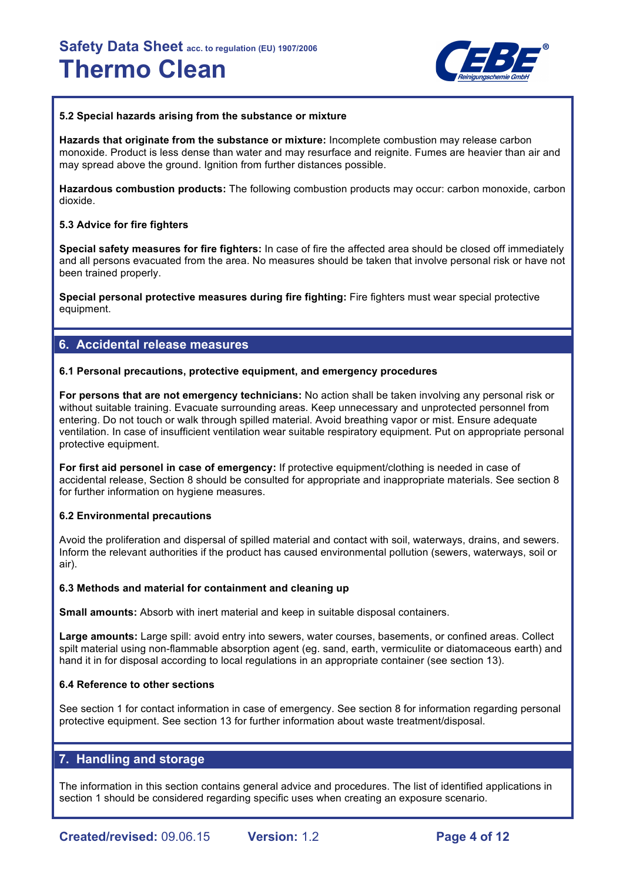### 5.2 Special hazards arising from the substance or mixture

**Hazards that originate from the substance or mixture:** Incomplete combustion may release carbon monoxide. Product is less dense than water and may resurface and reignite. Fumes are heavier than air and may spread above the ground. Ignition from further distances possible.

**Hazardous combustion products:** The following combustion products may occur: carbon monoxide, carbon dioxide.

### 5.3 Advice for fire fighters

**Special safety measures for fire fighters:** In case of fire the affected area should be closed off immediately and all persons evacuated from the area. No measures should be taken that involve personal risk or have not been trained properly.

**Special personal protective measures during fire fighting:** Fire fighters must wear special protective equipment.

## 6. Accidental release measures

### 6.1 Personal precautions, protective equipment, and emergency procedures

**For persons that are not emergency technicians:** No action shall be taken involving any personal risk or without suitable training. Evacuate surrounding areas. Keep unnecessary and unprotected personnel from entering. Do not touch or walk through spilled material. Avoid breathing vapor or mist. Ensure adequate ventilation. In case of insufficient ventilation wear suitable respiratory equipment. Put on appropriate personal protective equipment.

**For first aid personel in case of emergency:** If protective equipment/clothing is needed in case of accidental release, Section 8 should be consulted for appropriate and inappropriate materials. See section 8 for further information on hygiene measures.

### 6.2 Environmental precautions

Avoid the proliferation and dispersal of spilled material and contact with soil, waterways, drains, and sewers. Inform the relevant authorities if the product has caused environmental pollution (sewers, waterways, soil or air).

### 6.3 Methods and material for containment and cleaning up

**Small amounts:** Absorb with inert material and keep in suitable disposal containers.

**Large amounts:** Large spill: avoid entry into sewers, water courses, basements, or confined areas. Collect spilt material using non-flammable absorption agent (eg. sand, earth, vermiculite or diatomaceous earth) and hand it in for disposal according to local regulations in an appropriate container (see section 13).

### 6.4 Reference to other sections

See section 1 for contact information in case of emergency. See section 8 for information regarding personal protective equipment. See section 13 for further information about waste treatment/disposal.

## 7. Handling and storage

The information in this section contains general advice and procedures. The list of identified applications in section 1 should be considered regarding specific uses when creating an exposure scenario.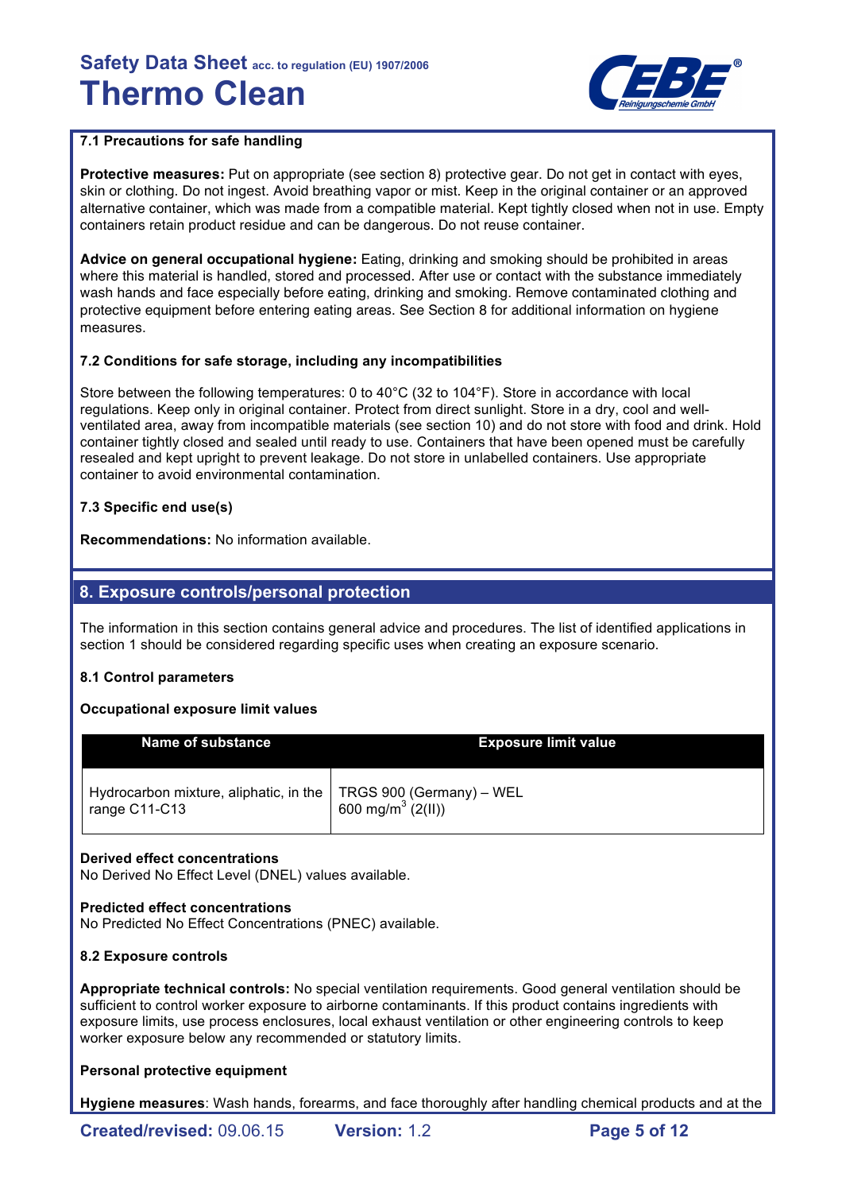### 7.1 Precautions for safe handling

**Protective measures:** Put on appropriate (see section 8) protective gear. Do not get in contact with eyes, skin or clothing. Do not ingest. Avoid breathing vapor or mist. Keep in the original container or an approved alternative container, which was made from a compatible material. Kept tightly closed when not in use. Empty containers retain product residue and can be dangerous. Do not reuse container.

**Advice on general occupational hygiene:** Eating, drinking and smoking should be prohibited in areas where this material is handled, stored and processed. After use or contact with the substance immediately wash hands and face especially before eating, drinking and smoking. Remove contaminated clothing and protective equipment before entering eating areas. See Section 8 for additional information on hygiene measures.

### 7.2 Conditions for safe storage, including any incompatibilities

Store between the following temperatures: 0 to 40°C (32 to 104°F). Store in accordance with local regulations. Keep only in original container. Protect from direct sunlight. Store in a dry, cool and well-ventilated area, away from incompatible materials (see section 10) and do not store with food and drink. Hold container tightly closed and sealed until ready to use. Containers that have been opened must be carefully resealed and kept upright to prevent leakage. Do not store in unlabelled containers. Use appropriate container to avoid environmental contamination.

### 7.3 Specific end use(s)

**Recommendations:** No information available.

## 8. Exposure controls/personal protection

The information in this section contains general advice and procedures. The list of identified applications in section 1 should be considered regarding specific uses when creating an exposure scenario.

### 8.1 Control parameters

**Occupational exposure limit values**

| Name of substance | Exposure limit value |
|---|---|
| Hydrocarbon mixture, aliphatic, in the range C11-C13 | TRGS 900 (Germany) – WEL 600 mg/m$^3$ (2(II)) |

**Derived effect concentrations**
No Derived No Effect Level (DNEL) values available.

**Predicted effect concentrations**
No Predicted No Effect Concentrations (PNEC) available.

### 8.2 Exposure controls

**Appropriate technical controls:** No special ventilation requirements. Good general ventilation should be sufficient to control worker exposure to airborne contaminants. If this product contains ingredients with exposure limits, use process enclosures, local exhaust ventilation or other engineering controls to keep worker exposure below any recommended or statutory limits.

**Personal protective equipment**

**Hygiene measures**: Wash hands, forearms, and face thoroughly after handling chemical products and at the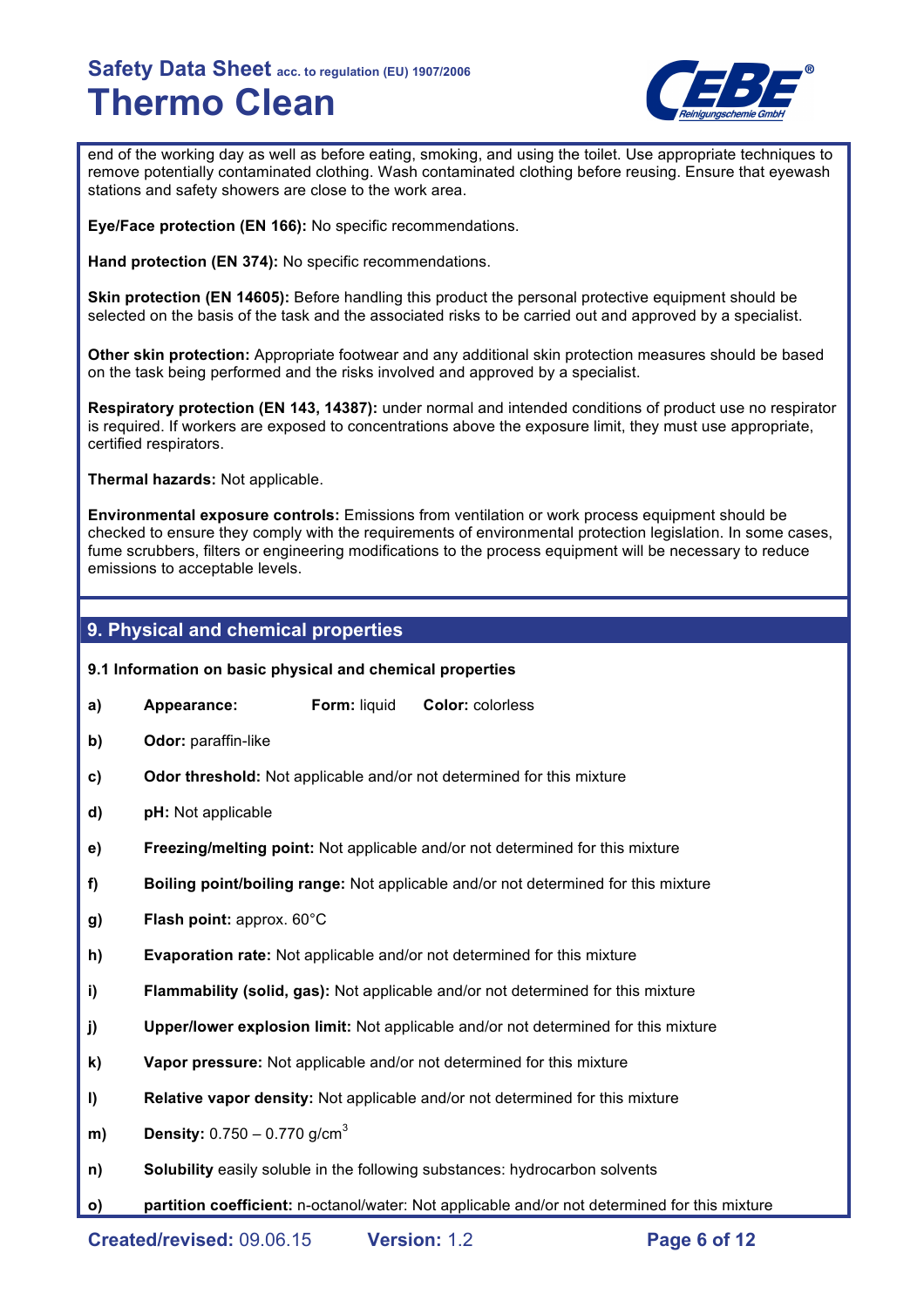end of the working day as well as before eating, smoking, and using the toilet. Use appropriate techniques to remove potentially contaminated clothing. Wash contaminated clothing before reusing. Ensure that eyewash stations and safety showers are close to the work area.

**Eye/Face protection (EN 166):** No specific recommendations.

**Hand protection (EN 374):** No specific recommendations.

**Skin protection (EN 14605):** Before handling this product the personal protective equipment should be selected on the basis of the task and the associated risks to be carried out and approved by a specialist.

**Other skin protection:** Appropriate footwear and any additional skin protection measures should be based on the task being performed and the risks involved and approved by a specialist.

**Respiratory protection (EN 143, 14387):** under normal and intended conditions of product use no respirator is required. If workers are exposed to concentrations above the exposure limit, they must use appropriate, certified respirators.

**Thermal hazards:** Not applicable.

**Environmental exposure controls:** Emissions from ventilation or work process equipment should be checked to ensure they comply with the requirements of environmental protection legislation. In some cases, fume scrubbers, filters or engineering modifications to the process equipment will be necessary to reduce emissions to acceptable levels.

## 9. Physical and chemical properties

### 9.1 Information on basic physical and chemical properties

- **a)** **Appearance:** **Form:** liquid **Color:** colorless
- **b)** **Odor:** paraffin-like
- **c)** **Odor threshold:** Not applicable and/or not determined for this mixture
- **d)** **pH:** Not applicable
- **e)** **Freezing/melting point:** Not applicable and/or not determined for this mixture
- **f)** **Boiling point/boiling range:** Not applicable and/or not determined for this mixture
- **g)** **Flash point:** approx. 60°C
- **h)** **Evaporation rate:** Not applicable and/or not determined for this mixture
- **i)** **Flammability (solid, gas):** Not applicable and/or not determined for this mixture
- **j)** **Upper/lower explosion limit:** Not applicable and/or not determined for this mixture
- **k)** **Vapor pressure:** Not applicable and/or not determined for this mixture
- **l)** **Relative vapor density:** Not applicable and/or not determined for this mixture
- **m)** **Density:** 0.750 – 0.770 g/cm$^3$
- **n)** **Solubility** easily soluble in the following substances: hydrocarbon solvents
- **o)** **partition coefficient:** n-octanol/water: Not applicable and/or not determined for this mixture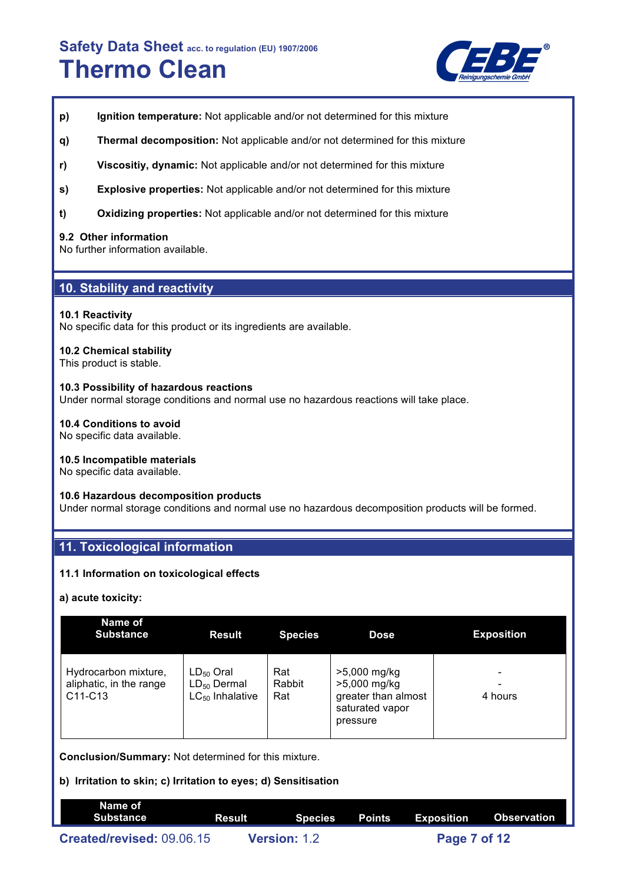**p)** **Ignition temperature:** Not applicable and/or not determined for this mixture

**q)** **Thermal decomposition:** Not applicable and/or not determined for this mixture

**r)** **Viscositiy, dynamic:** Not applicable and/or not determined for this mixture

**s)** **Explosive properties:** Not applicable and/or not determined for this mixture

**t)** **Oxidizing properties:** Not applicable and/or not determined for this mixture

**9.2 Other information**
No further information available.

## 10. Stability and reactivity

**10.1 Reactivity**
No specific data for this product or its ingredients are available.

**10.2 Chemical stability**
This product is stable.

**10.3 Possibility of hazardous reactions**
Under normal storage conditions and normal use no hazardous reactions will take place.

**10.4 Conditions to avoid**
No specific data available.

**10.5 Incompatible materials**
No specific data available.

**10.6 Hazardous decomposition products**
Under normal storage conditions and normal use no hazardous decomposition products will be formed.

## 11. Toxicological information

**11.1 Information on toxicological effects**

**a) acute toxicity:**

| Name of Substance | Result | Species | Dose | Exposition |
|---|---|---|---|---|
| Hydrocarbon mixture, aliphatic, in the range C11-C13 | $LD_{50}$ Oral<br>$LD_{50}$ Dermal<br>$LC_{50}$ Inhalative | Rat<br>Rabbit<br>Rat | >5,000 mg/kg<br>>5,000 mg/kg<br>greater than almost saturated vapor pressure | -<br>-<br>4 hours |

**Conclusion/Summary:** Not determined for this mixture.

**b) Irritation to skin; c) Irritation to eyes; d) Sensitisation**

| Name of Substance | Result | Species | Points | Exposition | Observation |
|---|---|---|---|---|---|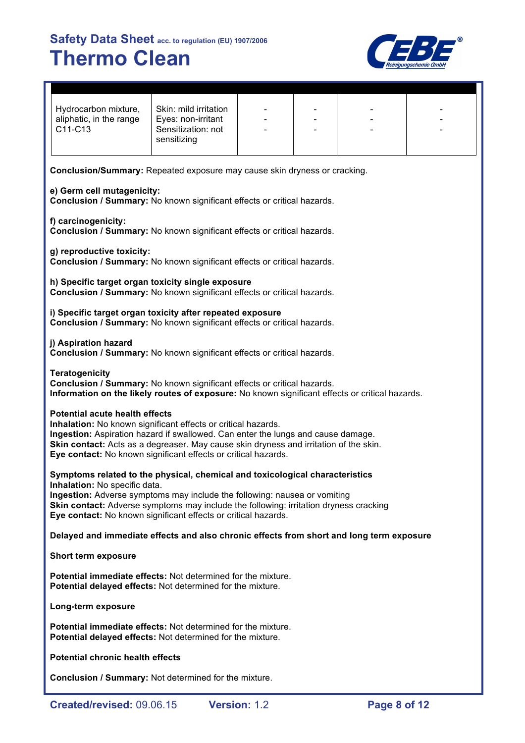| | | | | | |
|---|---|---|---|---|---|
| Hydrocarbon mixture, aliphatic, in the range C11-C13 | Skin: mild irritation<br>Eyes: non-irritant<br>Sensitization: not sensitizing | -<br>-<br>- | -<br>-<br>- | -<br>-<br>- | -<br>-<br>- |

**Conclusion/Summary:** Repeated exposure may cause skin dryness or cracking.

**e) Germ cell mutagenicity:**
**Conclusion / Summary:** No known significant effects or critical hazards.

**f) carcinogenicity:**
**Conclusion / Summary:** No known significant effects or critical hazards.

**g) reproductive toxicity:**
**Conclusion / Summary:** No known significant effects or critical hazards.

**h) Specific target organ toxicity single exposure**
**Conclusion / Summary:** No known significant effects or critical hazards.

**i) Specific target organ toxicity after repeated exposure**
**Conclusion / Summary:** No known significant effects or critical hazards.

**j) Aspiration hazard**
**Conclusion / Summary:** No known significant effects or critical hazards.

**Teratogenicity**
**Conclusion / Summary:** No known significant effects or critical hazards.
**Information on the likely routes of exposure:** No known significant effects or critical hazards.

**Potential acute health effects**
**Inhalation:** No known significant effects or critical hazards.
**Ingestion:** Aspiration hazard if swallowed. Can enter the lungs and cause damage.
**Skin contact:** Acts as a degreaser. May cause skin dryness and irritation of the skin.
**Eye contact:** No known significant effects or critical hazards.

**Symptoms related to the physical, chemical and toxicological characteristics**
**Inhalation:** No specific data.
**Ingestion:** Adverse symptoms may include the following: nausea or vomiting
**Skin contact:** Adverse symptoms may include the following: irritation dryness cracking
**Eye contact:** No known significant effects or critical hazards.

**Delayed and immediate effects and also chronic effects from short and long term exposure**

**Short term exposure**

**Potential immediate effects:** Not determined for the mixture.
**Potential delayed effects:** Not determined for the mixture.

**Long-term exposure**

**Potential immediate effects:** Not determined for the mixture.
**Potential delayed effects:** Not determined for the mixture.

**Potential chronic health effects**

**Conclusion / Summary:** Not determined for the mixture.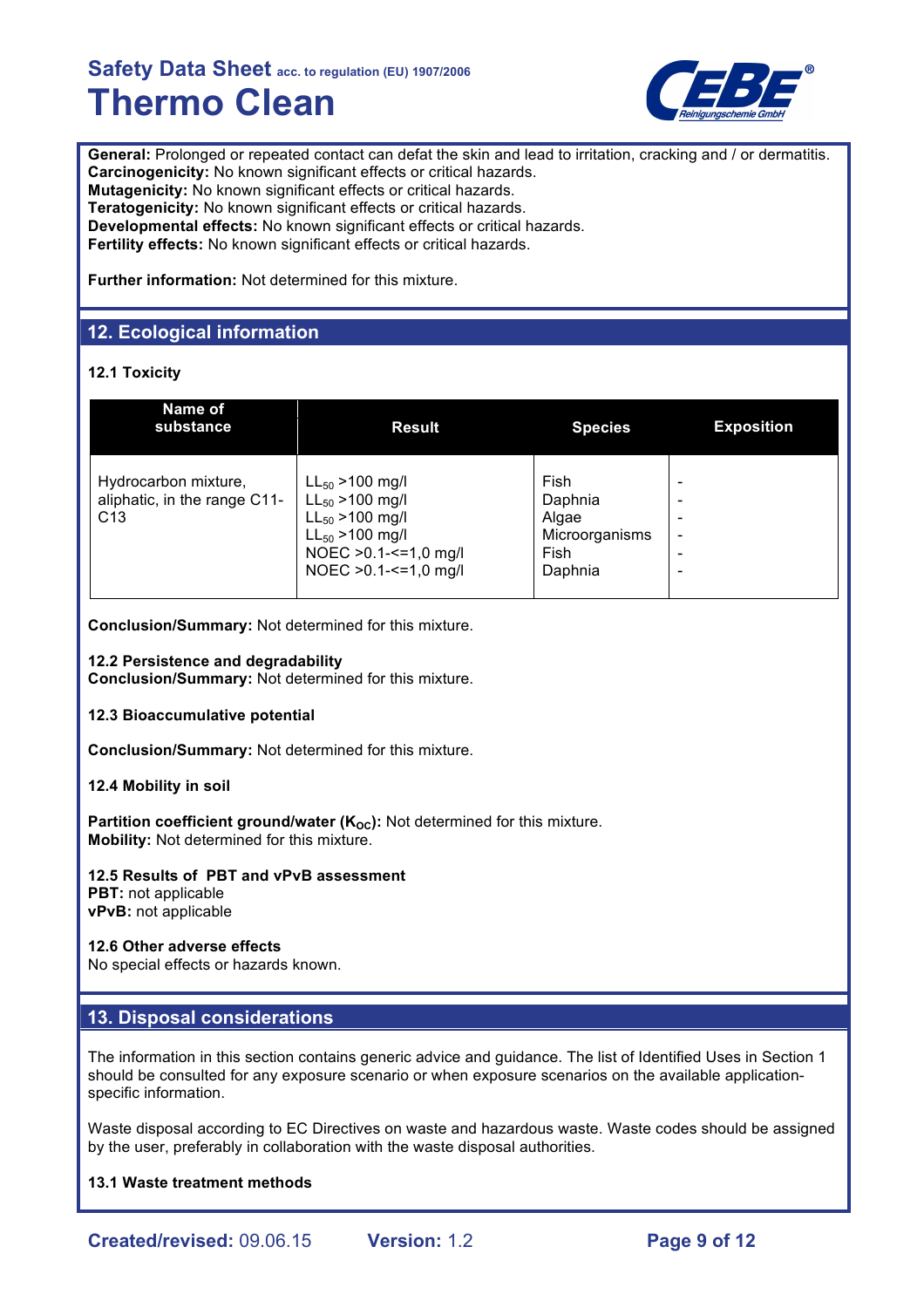**General:** Prolonged or repeated contact can defat the skin and lead to irritation, cracking and / or dermatitis.
**Carcinogenicity:** No known significant effects or critical hazards.
**Mutagenicity:** No known significant effects or critical hazards.
**Teratogenicity:** No known significant effects or critical hazards.
**Developmental effects:** No known significant effects or critical hazards.
**Fertility effects:** No known significant effects or critical hazards.

**Further information:** Not determined for this mixture.

## 12. Ecological information

**12.1 Toxicity**

| Name of substance | Result | Species | Exposition |
|---|---|---|---|
| Hydrocarbon mixture, aliphatic, in the range C11-C13 | $LL_{50}$ >100 mg/l<br>$LL_{50}$ >100 mg/l<br>$LL_{50}$ >100 mg/l<br>$LL_{50}$ >100 mg/l<br>NOEC >0.1-<=1,0 mg/l<br>NOEC >0.1-<=1,0 mg/l | Fish<br>Daphnia<br>Algae<br>Microorganisms<br>Fish<br>Daphnia | -<br>-<br>-<br>-<br>-<br>- |

**Conclusion/Summary:** Not determined for this mixture.

**12.2 Persistence and degradability**
**Conclusion/Summary:** Not determined for this mixture.

**12.3 Bioaccumulative potential**

**Conclusion/Summary:** Not determined for this mixture.

**12.4 Mobility in soil**

**Partition coefficient ground/water ($K_{OC}$):** Not determined for this mixture.
**Mobility:** Not determined for this mixture.

**12.5 Results of PBT and vPvB assessment**
**PBT:** not applicable
**vPvB:** not applicable

**12.6 Other adverse effects**
No special effects or hazards known.

## 13. Disposal considerations

The information in this section contains generic advice and guidance. The list of Identified Uses in Section 1 should be consulted for any exposure scenario or when exposure scenarios on the available application-specific information.

Waste disposal according to EC Directives on waste and hazardous waste. Waste codes should be assigned by the user, preferably in collaboration with the waste disposal authorities.

**13.1 Waste treatment methods**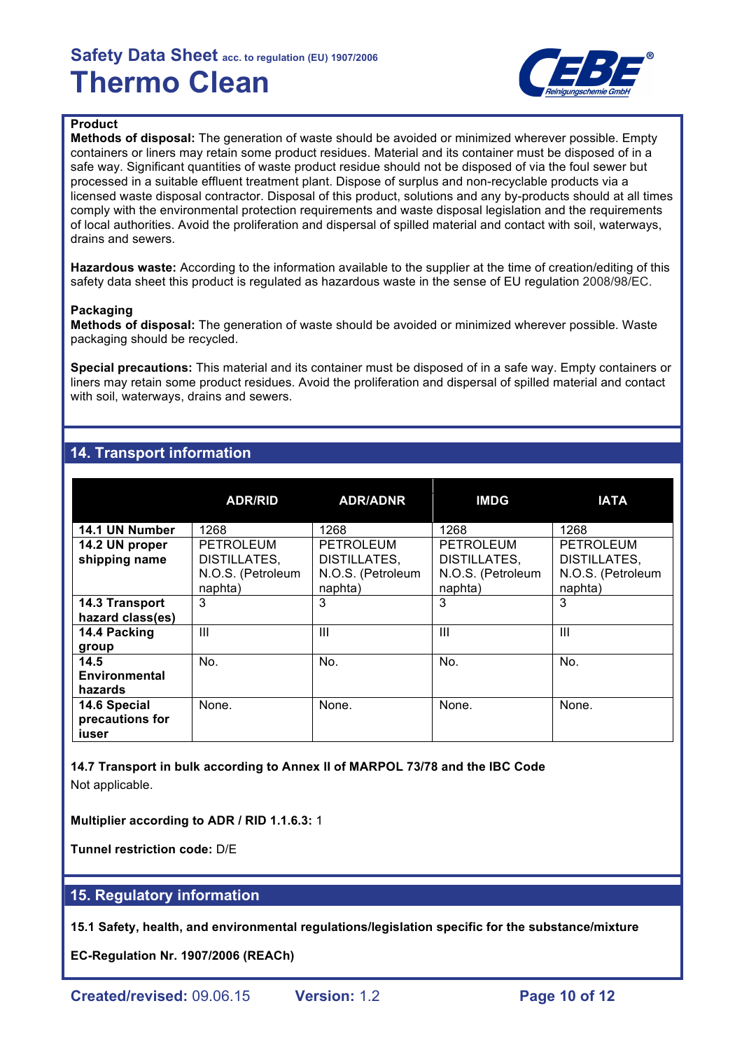**Product**

**Methods of disposal:** The generation of waste should be avoided or minimized wherever possible. Empty containers or liners may retain some product residues. Material and its container must be disposed of in a safe way. Significant quantities of waste product residue should not be disposed of via the foul sewer but processed in a suitable effluent treatment plant. Dispose of surplus and non-recyclable products via a licensed waste disposal contractor. Disposal of this product, solutions and any by-products should at all times comply with the environmental protection requirements and waste disposal legislation and the requirements of local authorities. Avoid the proliferation and dispersal of spilled material and contact with soil, waterways, drains and sewers.

**Hazardous waste:** According to the information available to the supplier at the time of creation/editing of this safety data sheet this product is regulated as hazardous waste in the sense of EU regulation 2008/98/EC.

**Packaging**

**Methods of disposal:** The generation of waste should be avoided or minimized wherever possible. Waste packaging should be recycled.

**Special precautions:** This material and its container must be disposed of in a safe way. Empty containers or liners may retain some product residues. Avoid the proliferation and dispersal of spilled material and contact with soil, waterways, drains and sewers.

## 14. Transport information

| | ADR/RID | ADR/ADNR | IMDG | IATA |
|---|---|---|---|---|
| **14.1 UN Number** | 1268 | 1268 | 1268 | 1268 |
| **14.2 UN proper shipping name** | PETROLEUM DISTILLATES, N.O.S. (Petroleum naphta) | PETROLEUM DISTILLATES, N.O.S. (Petroleum naphta) | PETROLEUM DISTILLATES, N.O.S. (Petroleum naphta) | PETROLEUM DISTILLATES, N.O.S. (Petroleum naphta) |
| **14.3 Transport hazard class(es)** | 3 | 3 | 3 | 3 |
| **14.4 Packing group** | III | III | III | III |
| **14.5 Environmental hazards** | No. | No. | No. | No. |
| **14.6 Special precautions for iuser** | None. | None. | None. | None. |

**14.7 Transport in bulk according to Annex II of MARPOL 73/78 and the IBC Code**

Not applicable.

**Multiplier according to ADR / RID 1.1.6.3:** 1

**Tunnel restriction code:** D/E

## 15. Regulatory information

**15.1 Safety, health, and environmental regulations/legislation specific for the substance/mixture**

**EC-Regulation Nr. 1907/2006 (REACh)**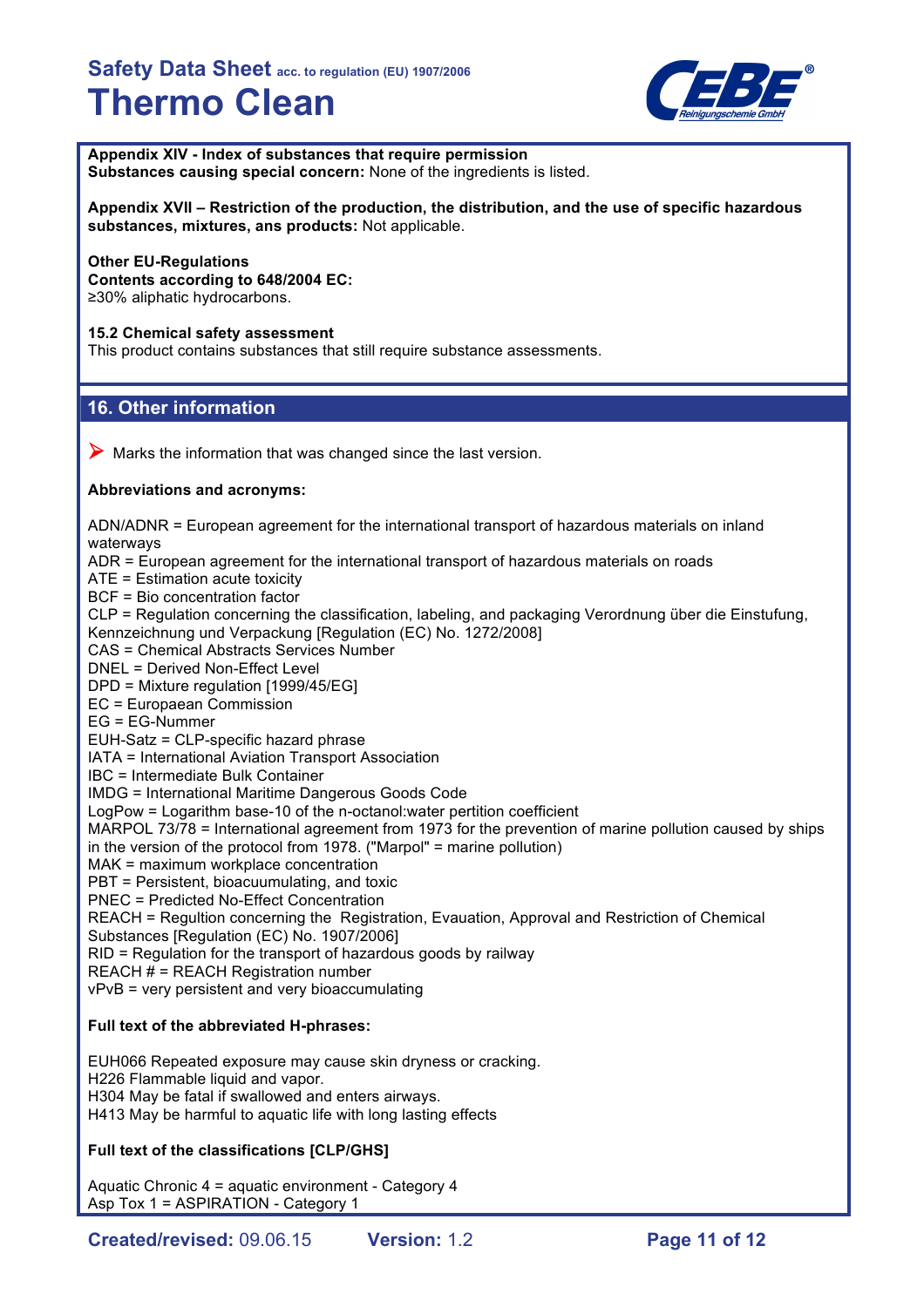**Appendix XIV - Index of substances that require permission**
**Substances causing special concern:** None of the ingredients is listed.

**Appendix XVII – Restriction of the production, the distribution, and the use of specific hazardous substances, mixtures, ans products:** Not applicable.

**Other EU-Regulations**
**Contents according to 648/2004 EC:**
≥30% aliphatic hydrocarbons.

**15.2 Chemical safety assessment**
This product contains substances that still require substance assessments.

## 16. Other information

➤ Marks the information that was changed since the last version.

**Abbreviations and acronyms:**

ADN/ADNR = European agreement for the international transport of hazardous materials on inland waterways
ADR = European agreement for the international transport of hazardous materials on roads
ATE = Estimation acute toxicity
BCF = Bio concentration factor
CLP = Regulation concerning the classification, labeling, and packaging Verordnung über die Einstufung, Kennzeichnung und Verpackung [Regulation (EC) No. 1272/2008]
CAS = Chemical Abstracts Services Number
DNEL = Derived Non-Effect Level
DPD = Mixture regulation [1999/45/EG]
EC = Europaean Commission
EG = EG-Nummer
EUH-Satz = CLP-specific hazard phrase
IATA = International Aviation Transport Association
IBC = Intermediate Bulk Container
IMDG = International Maritime Dangerous Goods Code
LogPow = Logarithm base-10 of the n-octanol:water pertition coefficient
MARPOL 73/78 = International agreement from 1973 for the prevention of marine pollution caused by ships in the version of the protocol from 1978. ("Marpol" = marine pollution)
MAK = maximum workplace concentration
PBT = Persistent, bioacuumulating, and toxic
PNEC = Predicted No-Effect Concentration
REACH = Regultion concerning the Registration, Evauation, Approval and Restriction of Chemical Substances [Regulation (EC) No. 1907/2006]
RID = Regulation for the transport of hazardous goods by railway
REACH # = REACH Registration number
vPvB = very persistent and very bioaccumulating

**Full text of the abbreviated H-phrases:**

EUH066 Repeated exposure may cause skin dryness or cracking.
H226 Flammable liquid and vapor.
H304 May be fatal if swallowed and enters airways.
H413 May be harmful to aquatic life with long lasting effects

**Full text of the classifications [CLP/GHS]**

Aquatic Chronic 4 = aquatic environment - Category 4
Asp Tox 1 = ASPIRATION - Category 1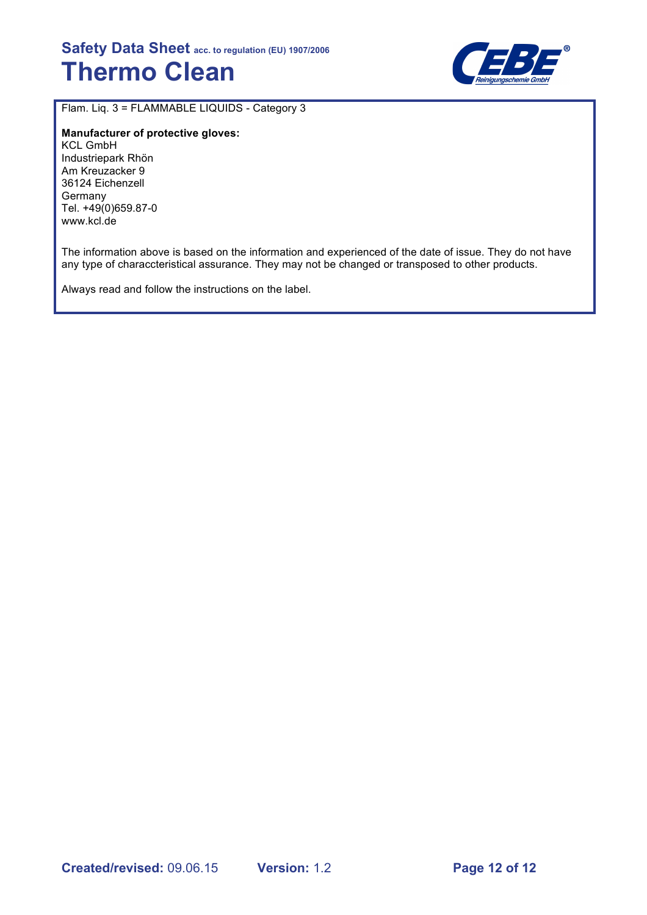Flam. Liq. 3 = FLAMMABLE LIQUIDS - Category 3

**Manufacturer of protective gloves:**
KCL GmbH
Industriepark Rhön
Am Kreuzacker 9
36124 Eichenzell
Germany
Tel. +49(0)659.87-0
www.kcl.de

The information above is based on the information and experienced of the date of issue. They do not have any type of characcteristical assurance. They may not be changed or transposed to other products.

Always read and follow the instructions on the label.